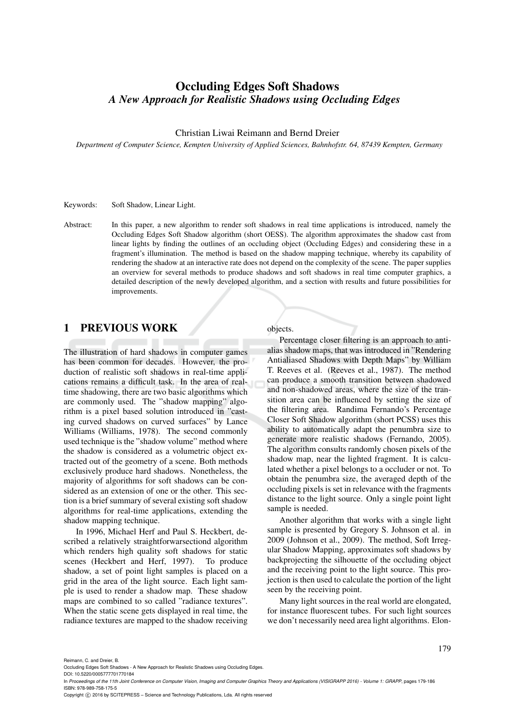# Occluding Edges Soft Shadows

## *A New Approach for Realistic Shadows using Occluding Edges*

Christian Liwai Reimann and Bernd Dreier

*Department of Computer Science, Kempten University of Applied Sciences, Bahnhofstr. 64, 87439 Kempten, Germany*

Keywords: Soft Shadow, Linear Light.

Abstract: In this paper, a new algorithm to render soft shadows in real time applications is introduced, namely the Occluding Edges Soft Shadow algorithm (short OESS). The algorithm approximates the shadow cast from linear lights by finding the outlines of an occluding object (Occluding Edges) and considering these in a fragment's illumination. The method is based on the shadow mapping technique, whereby its capability of rendering the shadow at an interactive rate does not depend on the complexity of the scene. The paper supplies an overview for several methods to produce shadows and soft shadows in real time computer graphics, a detailed description of the newly developed algorithm, and a section with results and future possibilities for improvements.

## 1 PREVIOUS WORK

The illustration of hard shadows in computer games has been common for decades. However, the production of realistic soft shadows in real-time applications remains a difficult task. In the area of real-time shadowing, there are two basic algorithms which are commonly used. The "shadow mapping" algorithm is a pixel based solution introduced in "casting curved shadows on curved surfaces" by Lance Williams (Williams, 1978). The second commonly used technique is the "shadow volume" method where the shadow is considered as a volumetric object extracted out of the geometry of a scene. Both methods exclusively produce hard shadows. Nonetheless, the majority of algorithms for soft shadows can be considered as an extension of one or the other. This section is a brief summary of several existing soft shadow algorithms for real-time applications, extending the shadow mapping technique.

In 1996, Michael Herf and Paul S. Heckbert, described a relatively straightforwarsectiond algorithm which renders high quality soft shadows for static scenes (Heckbert and Herf, 1997). To produce shadow, a set of point light samples is placed on a grid in the area of the light source. Each light sample is used to render a shadow map. These shadow maps are combined to so called "radiance textures". When the static scene gets displayed in real time, the radiance textures are mapped to the shadow receiving objects.

Percentage closer filtering is an approach to antialias shadow maps, that was introduced in "Rendering Antialiased Shadows with Depth Maps" by William T. Reeves et al. (Reeves et al., 1987). The method can produce a smooth transition between shadowed and non-shadowed areas, where the size of the transition area can be influenced by setting the size of the filtering area. Randima Fernando's Percentage Closer Soft Shadow algorithm (short PCSS) uses this ability to automatically adapt the penumbra size to generate more realistic shadows (Fernando, 2005). The algorithm consults randomly chosen pixels of the shadow map, near the lighted fragment. It is calculated whether a pixel belongs to a occluder or not. To obtain the penumbra size, the averaged depth of the occluding pixels is set in relevance with the fragments distance to the light source. Only a single point light sample is needed.

Another algorithm that works with a single light sample is presented by Gregory S. Johnson et al. in 2009 (Johnson et al., 2009). The method, Soft Irregular Shadow Mapping, approximates soft shadows by backprojecting the silhouette of the occluding object and the receiving point to the light source. This projection is then used to calculate the portion of the light seen by the receiving point.

Many light sources in the real world are elongated, for instance fluorescent tubes. For such light sources we don't necessarily need area light algorithms. Elon-

Reimann, C. and Dreier, B.
Occluding Edges Soft Shadows - A New Approach for Realistic Shadows using Occluding Edges.
DOI: 10.5220/0005777701770184
In *Proceedings of the 11th Joint Conference on Computer Vision, Imaging and Computer Graphics Theory and Applications (VISIGRAPP 2016) - Volume 1: GRAPP*, pages 179-186
ISBN: 978-989-758-175-5
Copyright © 2016 by SCITEPRESS – Science and Technology Publications, Lda. All rights reserved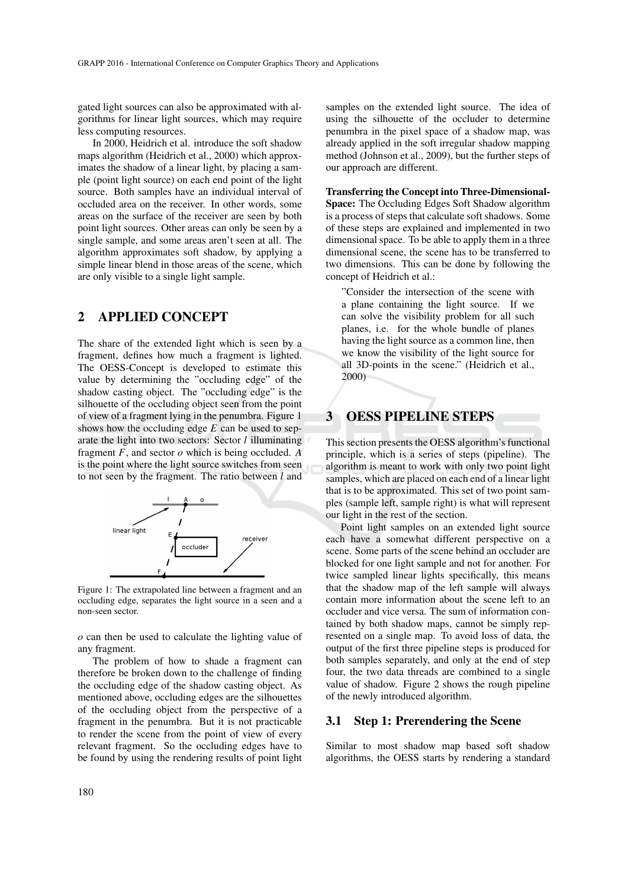gated light sources can also be approximated with algorithms for linear light sources, which may require less computing resources.

In 2000, Heidrich et al. introduce the soft shadow maps algorithm (Heidrich et al., 2000) which approximates the shadow of a linear light, by placing a sample (point light source) on each end point of the light source. Both samples have an individual interval of occluded area on the receiver. In other words, some areas on the surface of the receiver are seen by both point light sources. Other areas can only be seen by a single sample, and some areas aren't seen at all. The algorithm approximates soft shadow, by applying a simple linear blend in those areas of the scene, which are only visible to a single light sample.

## 2 APPLIED CONCEPT

The share of the extended light which is seen by a fragment, defines how much a fragment is lighted. The OESS-Concept is developed to estimate this value by determining the "occluding edge" of the shadow casting object. The "occluding edge" is the silhouette of the occluding object seen from the point of view of a fragment lying in the penumbra. Figure 1 shows how the occluding edge $E$ can be used to separate the light into two sectors: Sector $l$ illuminating fragment $F$, and sector $o$ which is being occluded. $A$ is the point where the light source switches from seen to not seen by the fragment. The ratio between $l$ and $o$ can then be used to calculate the lighting value of any fragment.

Figure 1: The extrapolated line between a fragment and an occluding edge, separates the light source in a seen and a non-seen sector.

The problem of how to shade a fragment can therefore be broken down to the challenge of finding the occluding edge of the shadow casting object. As mentioned above, occluding edges are the silhouettes of the occluding object from the perspective of a fragment in the penumbra. But it is not practicable to render the scene from the point of view of every relevant fragment. So the occluding edges have to be found by using the rendering results of point light samples on the extended light source. The idea of using the silhouette of the occluder to determine penumbra in the pixel space of a shadow map, was already applied in the soft irregular shadow mapping method (Johnson et al., 2009), but the further steps of our approach are different.

**Transferring the Concept into Three-Dimensional-Space:** The Occluding Edges Soft Shadow algorithm is a process of steps that calculate soft shadows. Some of these steps are explained and implemented in two dimensional space. To be able to apply them in a three dimensional scene, the scene has to be transferred to two dimensions. This can be done by following the concept of Heidrich et al.:

> "Consider the intersection of the scene with a plane containing the light source. If we can solve the visibility problem for all such planes, i.e. for the whole bundle of planes having the light source as a common line, then we know the visibility of the light source for all 3D-points in the scene." (Heidrich et al., 2000)

## 3 OESS PIPELINE STEPS

This section presents the OESS algorithm's functional principle, which is a series of steps (pipeline). The algorithm is meant to work with only two point light samples, which are placed on each end of a linear light that is to be approximated. This set of two point samples (sample left, sample right) is what will represent our light in the rest of the section.

Point light samples on an extended light source each have a somewhat different perspective on a scene. Some parts of the scene behind an occluder are blocked for one light sample and not for another. For twice sampled linear lights specifically, this means that the shadow map of the left sample will always contain more information about the scene left to an occluder and vice versa. The sum of information contained by both shadow maps, cannot be simply represented on a single map. To avoid loss of data, the output of the first three pipeline steps is produced for both samples separately, and only at the end of step four, the two data threads are combined to a single value of shadow. Figure 2 shows the rough pipeline of the newly introduced algorithm.

### 3.1 Step 1: Prerendering the Scene

Similar to most shadow map based soft shadow algorithms, the OESS starts by rendering a standard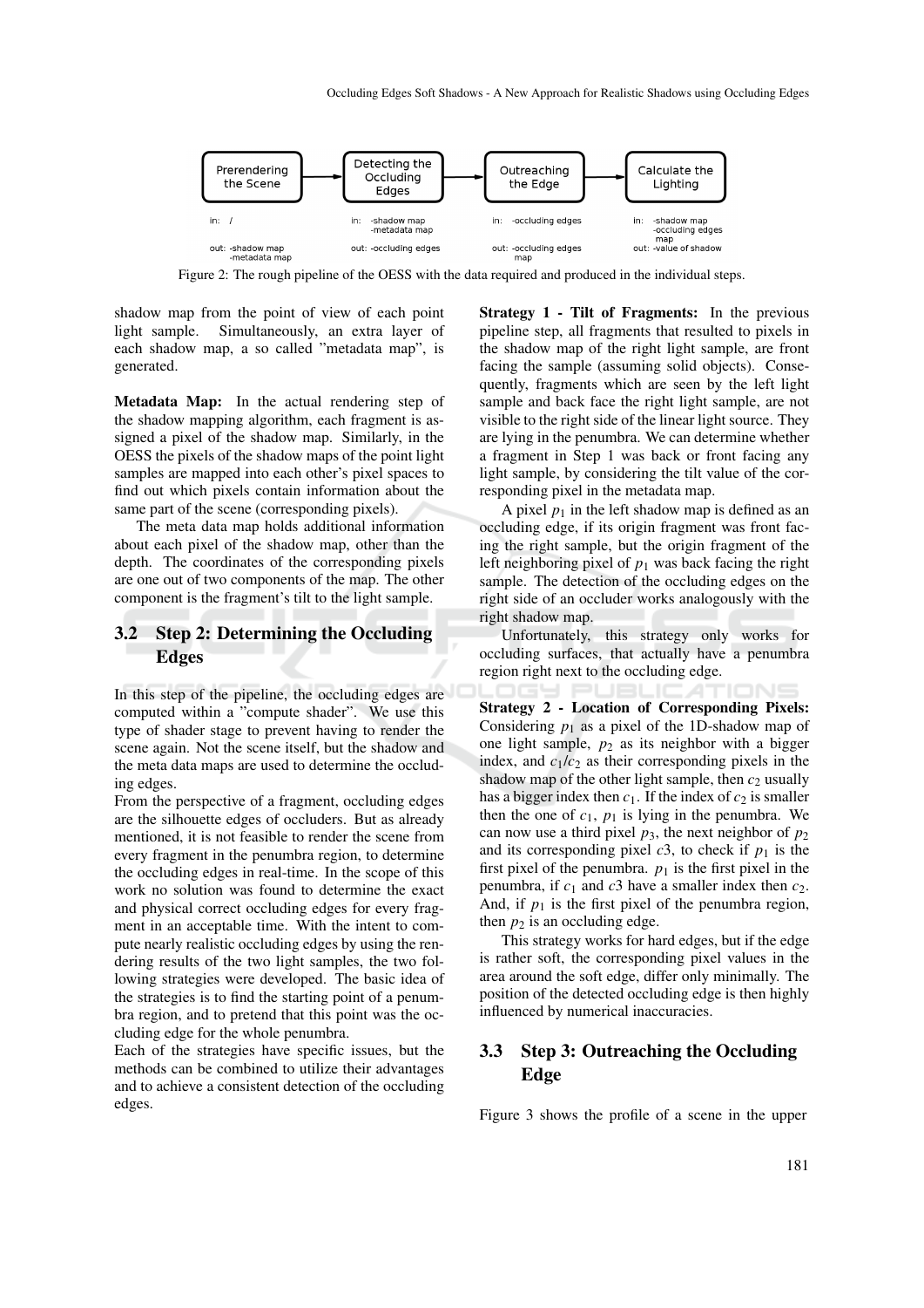| Prerendering the Scene | Detecting the Occluding Edges | Outreaching the Edge | Calculate the Lighting |
|---|---|---|---|
| in: / | in: -shadow map -metadata map | in: -occluding edges | in: -shadow map -occluding edges map |
| out: -shadow map -metadata map | out: -occluding edges | out: -occluding edges map | out: -value of shadow |

Figure 2: The rough pipeline of the OESS with the data required and produced in the individual steps.

shadow map from the point of view of each point light sample. Simultaneously, an extra layer of each shadow map, a so called "metadata map", is generated.

**Metadata Map:** In the actual rendering step of the shadow mapping algorithm, each fragment is assigned a pixel of the shadow map. Similarly, in the OESS the pixels of the shadow maps of the point light samples are mapped into each other's pixel spaces to find out which pixels contain information about the same part of the scene (corresponding pixels).

The meta data map holds additional information about each pixel of the shadow map, other than the depth. The coordinates of the corresponding pixels are one out of two components of the map. The other component is the fragment's tilt to the light sample.

## 3.2 Step 2: Determining the Occluding Edges

In this step of the pipeline, the occluding edges are computed within a "compute shader". We use this type of shader stage to prevent having to render the scene again. Not the scene itself, but the shadow and the meta data maps are used to determine the occluding edges.

From the perspective of a fragment, occluding edges are the silhouette edges of occluders. But as already mentioned, it is not feasible to render the scene from every fragment in the penumbra region, to determine the occluding edges in real-time. In the scope of this work no solution was found to determine the exact and physical correct occluding edges for every fragment in an acceptable time. With the intent to compute nearly realistic occluding edges by using the rendering results of the two light samples, the two following strategies were developed. The basic idea of the strategies is to find the starting point of a penumbra region, and to pretend that this point was the occluding edge for the whole penumbra.

Each of the strategies have specific issues, but the methods can be combined to utilize their advantages and to achieve a consistent detection of the occluding edges.

**Strategy 1 - Tilt of Fragments:** In the previous pipeline step, all fragments that resulted to pixels in the shadow map of the right light sample, are front facing the sample (assuming solid objects). Consequently, fragments which are seen by the left light sample and back face the right light sample, are not visible to the right side of the linear light source. They are lying in the penumbra. We can determine whether a fragment in Step 1 was back or front facing any light sample, by considering the tilt value of the corresponding pixel in the metadata map.

A pixel $p_1$ in the left shadow map is defined as an occluding edge, if its origin fragment was front facing the right sample, but the origin fragment of the left neighboring pixel of $p_1$ was back facing the right sample. The detection of the occluding edges on the right side of an occluder works analogously with the right shadow map.

Unfortunately, this strategy only works for occluding surfaces, that actually have a penumbra region right next to the occluding edge.

**Strategy 2 - Location of Corresponding Pixels:** Considering $p_1$ as a pixel of the 1D-shadow map of one light sample, $p_2$ as its neighbor with a bigger index, and $c_1/c_2$ as their corresponding pixels in the shadow map of the other light sample, then $c_2$ usually has a bigger index then $c_1$. If the index of $c_2$ is smaller then the one of $c_1$, $p_1$ is lying in the penumbra. We can now use a third pixel $p_3$, the next neighbor of $p_2$ and its corresponding pixel $c3$, to check if $p_1$ is the first pixel of the penumbra. $p_1$ is the first pixel in the penumbra, if $c_1$ and $c3$ have a smaller index then $c_2$. And, if $p_1$ is the first pixel of the penumbra region, then $p_2$ is an occluding edge.

This strategy works for hard edges, but if the edge is rather soft, the corresponding pixel values in the area around the soft edge, differ only minimally. The position of the detected occluding edge is then highly influenced by numerical inaccuracies.

## 3.3 Step 3: Outreaching the Occluding Edge

Figure 3 shows the profile of a scene in the upper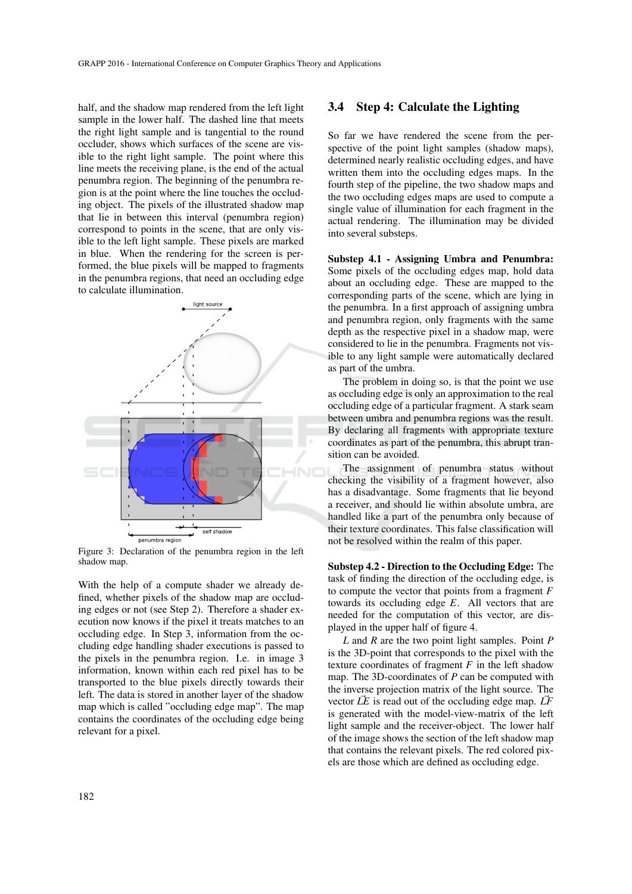half, and the shadow map rendered from the left light sample in the lower half. The dashed line that meets the right light sample and is tangential to the round occluder, shows which surfaces of the scene are visible to the right light sample. The point where this line meets the receiving plane, is the end of the actual penumbra region. The beginning of the penumbra region is at the point where the line touches the occluding object. The pixels of the illustrated shadow map that lie in between this interval (penumbra region) correspond to points in the scene, that are only visible to the left light sample. These pixels are marked in blue. When the rendering for the screen is performed, the blue pixels will be mapped to fragments in the penumbra regions, that need an occluding edge to calculate illumination.

Figure 3: Declaration of the penumbra region in the left shadow map.

With the help of a compute shader we already defined, whether pixels of the shadow map are occluding edges or not (see Step 2). Therefore a shader execution now knows if the pixel it treats matches to an occluding edge. In Step 3, information from the occluding edge handling shader executions is passed to the pixels in the penumbra region. I.e. in image 3 information, known within each red pixel has to be transported to the blue pixels directly towards their left. The data is stored in another layer of the shadow map which is called "occluding edge map". The map contains the coordinates of the occluding edge being relevant for a pixel.

## 3.4 Step 4: Calculate the Lighting

So far we have rendered the scene from the perspective of the point light samples (shadow maps), determined nearly realistic occluding edges, and have written them into the occluding edges maps. In the fourth step of the pipeline, the two shadow maps and the two occluding edges maps are used to compute a single value of illumination for each fragment in the actual rendering. The illumination may be divided into several substeps.

**Substep 4.1 - Assigning Umbra and Penumbra:** Some pixels of the occluding edges map, hold data about an occluding edge. These are mapped to the corresponding parts of the scene, which are lying in the penumbra. In a first approach of assigning umbra and penumbra region, only fragments with the same depth as the respective pixel in a shadow map, were considered to lie in the penumbra. Fragments not visible to any light sample were automatically declared as part of the umbra.

The problem in doing so, is that the point we use as occluding edge is only an approximation to the real occluding edge of a particular fragment. A stark seam between umbra and penumbra regions was the result. By declaring all fragments with appropriate texture coordinates as part of the penumbra, this abrupt transition can be avoided.

The assignment of penumbra status without checking the visibility of a fragment however, also has a disadvantage. Some fragments that lie beyond a receiver, and should lie within absolute umbra, are handled like a part of the penumbra only because of their texture coordinates. This false classification will not be resolved within the realm of this paper.

**Substep 4.2 - Direction to the Occluding Edge:** The task of finding the direction of the occluding edge, is to compute the vector that points from a fragment $F$ towards its occluding edge $E$. All vectors that are needed for the computation of this vector, are displayed in the upper half of figure 4.

$L$ and $R$ are the two point light samples. Point $P$ is the 3D-point that corresponds to the pixel with the texture coordinates of fragment $F$ in the left shadow map. The 3D-coordinates of $P$ can be computed with the inverse projection matrix of the light source. The vector $\vec{LE}$ is read out of the occluding edge map. $\vec{LF}$ is generated with the model-view-matrix of the left light sample and the receiver-object. The lower half of the image shows the section of the left shadow map that contains the relevant pixels. The red colored pixels are those which are defined as occluding edge.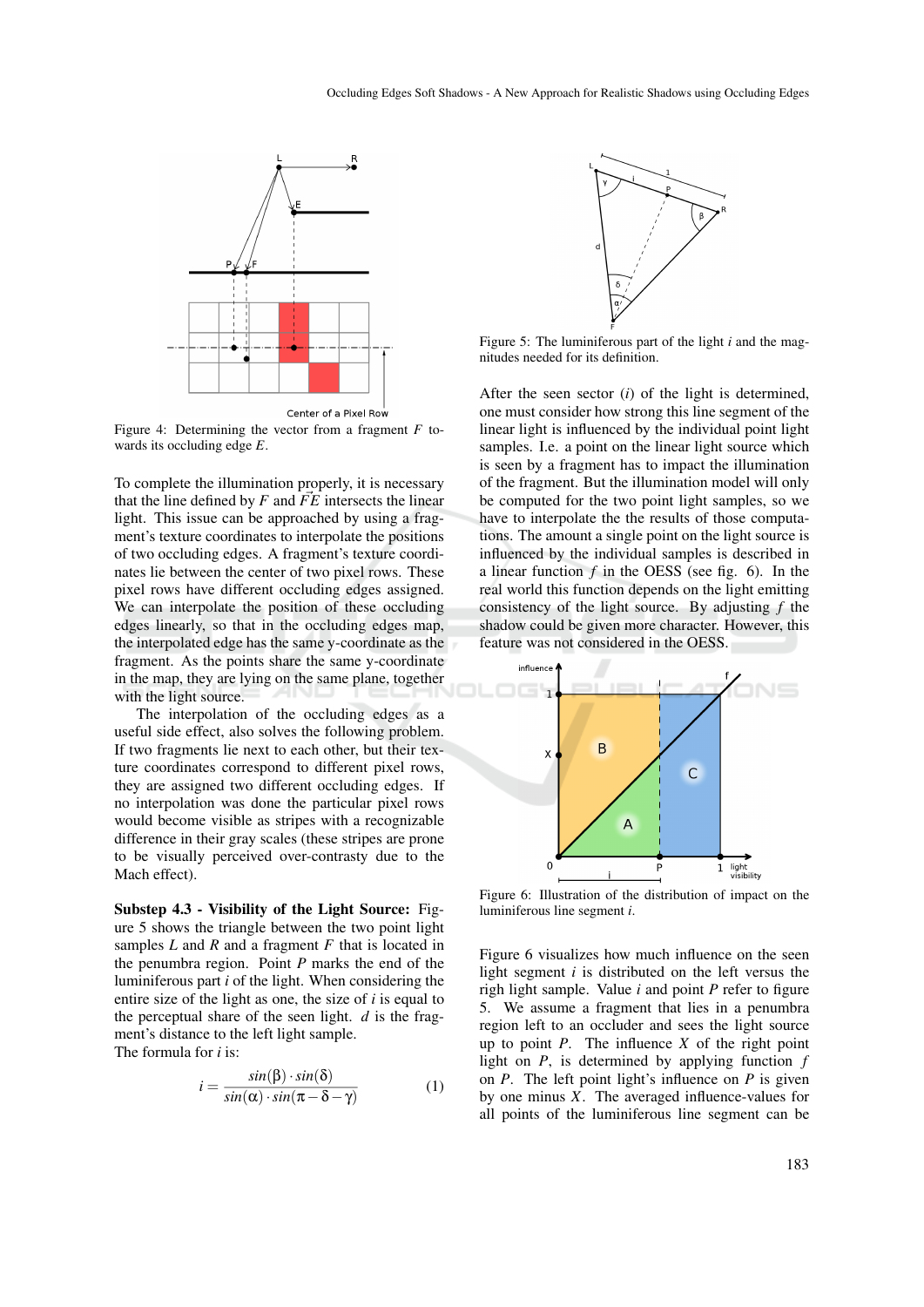Figure 4: Determining the vector from a fragment $F$ towards its occluding edge $E$.

To complete the illumination properly, it is necessary that the line defined by $F$ and $\vec{FE}$ intersects the linear light. This issue can be approached by using a fragment's texture coordinates to interpolate the positions of two occluding edges. A fragment's texture coordinates lie between the center of two pixel rows. These pixel rows have different occluding edges assigned. We can interpolate the position of these occluding edges linearly, so that in the occluding edges map, the interpolated edge has the same y-coordinate as the fragment. As the points share the same y-coordinate in the map, they are lying on the same plane, together with the light source.

The interpolation of the occluding edges as a useful side effect, also solves the following problem. If two fragments lie next to each other, but their texture coordinates correspond to different pixel rows, they are assigned two different occluding edges. If no interpolation was done the particular pixel rows would become visible as stripes with a recognizable difference in their gray scales (these stripes are prone to be visually perceived over-contrasty due to the Mach effect).

**Substep 4.3 - Visibility of the Light Source:** Figure 5 shows the triangle between the two point light samples $L$ and $R$ and a fragment $F$ that is located in the penumbra region. Point $P$ marks the end of the luminiferous part $i$ of the light. When considering the entire size of the light as one, the size of $i$ is equal to the perceptual share of the seen light. $d$ is the fragment's distance to the left light sample.
The formula for $i$ is:

$$i = \frac{sin(\beta) \cdot sin(\delta)}{sin(\alpha) \cdot sin(\pi - \delta - \gamma)} \tag{1}$$

Figure 5: The luminiferous part of the light $i$ and the magnitudes needed for its definition.

After the seen sector ($i$) of the light is determined, one must consider how strong this line segment of the linear light is influenced by the individual point light samples. I.e. a point on the linear light source which is seen by a fragment has to impact the illumination of the fragment. But the illumination model will only be computed for the two point light samples, so we have to interpolate the the results of those computations. The amount a single point on the light source is influenced by the individual samples is described in a linear function $f$ in the OESS (see fig. 6). In the real world this function depends on the light emitting consistency of the light source. By adjusting $f$ the shadow could be given more character. However, this feature was not considered in the OESS.

Figure 6: Illustration of the distribution of impact on the luminiferous line segment $i$.

Figure 6 visualizes how much influence on the seen light segment $i$ is distributed on the left versus the righ light sample. Value $i$ and point $P$ refer to figure 5. We assume a fragment that lies in a penumbra region left to an occluder and sees the light source up to point $P$. The influence $X$ of the right point light on $P$, is determined by applying function $f$ on $P$. The left point light's influence on $P$ is given by one minus $X$. The averaged influence-values for all points of the luminiferous line segment can be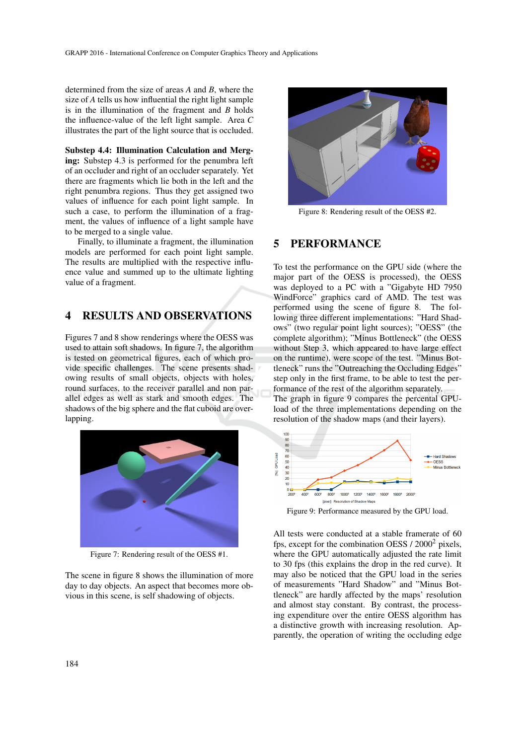determined from the size of areas $A$ and $B$, where the size of $A$ tells us how influential the right light sample is in the illumination of the fragment and $B$ holds the influence-value of the left light sample. Area $C$ illustrates the part of the light source that is occluded.

**Substep 4.4: Illumination Calculation and Merging:** Substep 4.3 is performed for the penumbra left of an occluder and right of an occluder separately. Yet there are fragments which lie both in the left and the right penumbra regions. Thus they get assigned two values of influence for each point light sample. In such a case, to perform the illumination of a fragment, the values of influence of a light sample have to be merged to a single value.

Finally, to illuminate a fragment, the illumination models are performed for each point light sample. The results are multiplied with the respective influence value and summed up to the ultimate lighting value of a fragment.

## 4 RESULTS AND OBSERVATIONS

Figures 7 and 8 show renderings where the OESS was used to attain soft shadows. In figure 7, the algorithm is tested on geometrical figures, each of which provide specific challenges. The scene presents shadowing results of small objects, objects with holes, round surfaces, to the receiver parallel and non parallel edges as well as stark and smooth edges. The shadows of the big sphere and the flat cuboid are overlapping.

Figure 7: Rendering result of the OESS #1.

The scene in figure 8 shows the illumination of more day to day objects. An aspect that becomes more obvious in this scene, is self shadowing of objects.

Figure 8: Rendering result of the OESS #2.

## 5 PERFORMANCE

To test the performance on the GPU side (where the major part of the OESS is processed), the OESS was deployed to a PC with a "Gigabyte HD 7950 WindForce" graphics card of AMD. The test was performed using the scene of figure 8. The following three different implementations: "Hard Shadows" (two regular point light sources); "OESS" (the complete algorithm); "Minus Bottleneck" (the OESS without Step 3, which appeared to have large effect on the runtime), were scope of the test. "Minus Bottleneck" runs the "Outreaching the Occluding Edges" step only in the first frame, to be able to test the performance of the rest of the algorithm separately.

The graph in figure 9 compares the percental GPU-load of the three implementations depending on the resolution of the shadow maps (and their layers).

Figure 9: Performance measured by the GPU load.

All tests were conducted at a stable framerate of 60 fps, except for the combination OESS / $2000^2$ pixels, where the GPU automatically adjusted the rate limit to 30 fps (this explains the drop in the red curve). It may also be noticed that the GPU load in the series of measurements "Hard Shadow" and "Minus Bottleneck" are hardly affected by the maps' resolution and almost stay constant. By contrast, the processing expenditure over the entire OESS algorithm has a distinctive growth with increasing resolution. Apparently, the operation of writing the occluding edge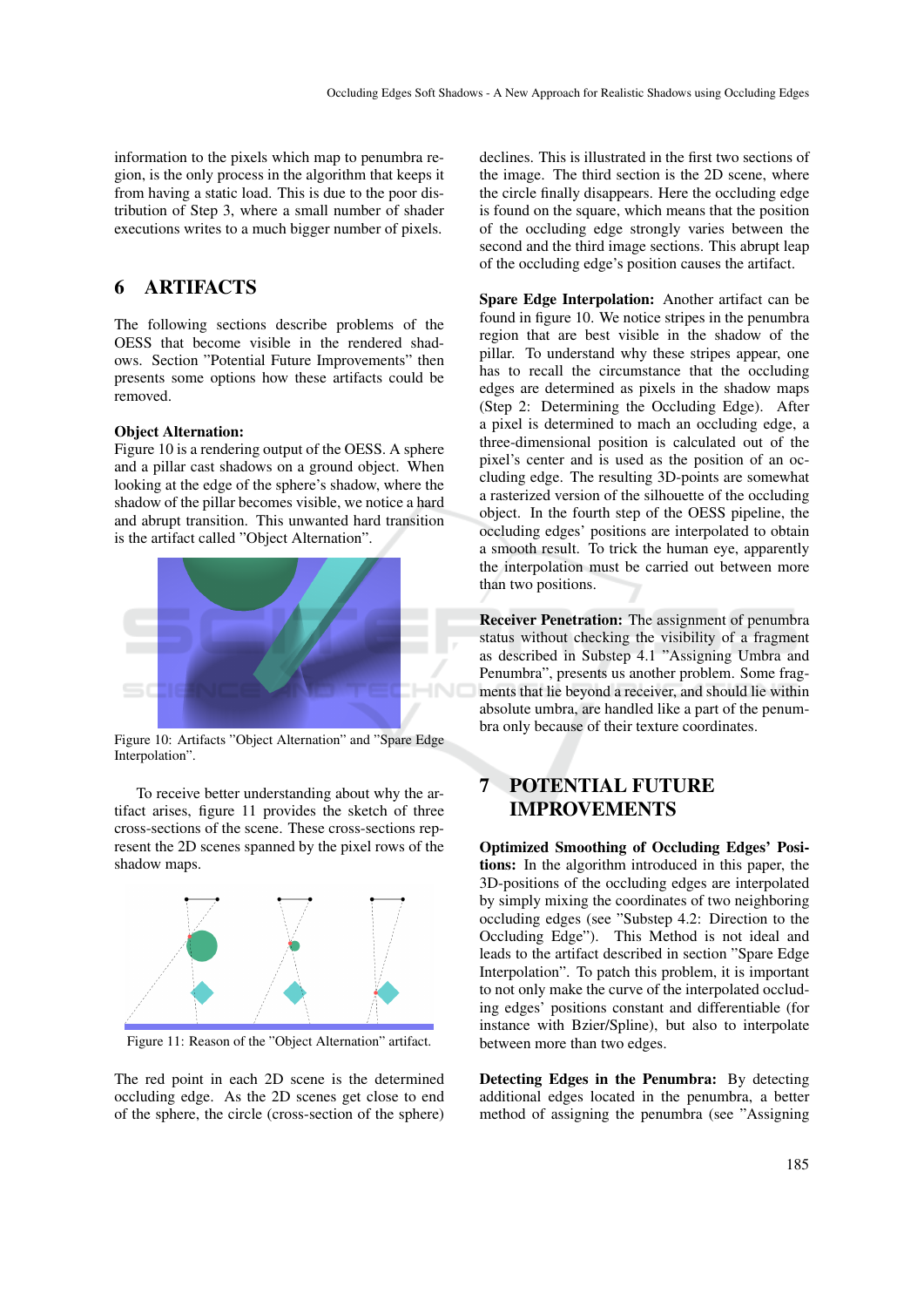information to the pixels which map to penumbra region, is the only process in the algorithm that keeps it from having a static load. This is due to the poor distribution of Step 3, where a small number of shader executions writes to a much bigger number of pixels.

## 6 ARTIFACTS

The following sections describe problems of the OESS that become visible in the rendered shadows. Section "Potential Future Improvements" then presents some options how these artifacts could be removed.

**Object Alternation:**
Figure 10 is a rendering output of the OESS. A sphere and a pillar cast shadows on a ground object. When looking at the edge of the sphere's shadow, where the shadow of the pillar becomes visible, we notice a hard and abrupt transition. This unwanted hard transition is the artifact called "Object Alternation".

Figure 10: Artifacts "Object Alternation" and "Spare Edge Interpolation".

To receive better understanding about why the artifact arises, figure 11 provides the sketch of three cross-sections of the scene. These cross-sections represent the 2D scenes spanned by the pixel rows of the shadow maps.

Figure 11: Reason of the "Object Alternation" artifact.

The red point in each 2D scene is the determined occluding edge. As the 2D scenes get close to end of the sphere, the circle (cross-section of the sphere) declines. This is illustrated in the first two sections of the image. The third section is the 2D scene, where the circle finally disappears. Here the occluding edge is found on the square, which means that the position of the occluding edge strongly varies between the second and the third image sections. This abrupt leap of the occluding edge's position causes the artifact.

**Spare Edge Interpolation:** Another artifact can be found in figure 10. We notice stripes in the penumbra region that are best visible in the shadow of the pillar. To understand why these stripes appear, one has to recall the circumstance that the occluding edges are determined as pixels in the shadow maps (Step 2: Determining the Occluding Edge). After a pixel is determined to mach an occluding edge, a three-dimensional position is calculated out of the pixel's center and is used as the position of an occluding edge. The resulting 3D-points are somewhat a rasterized version of the silhouette of the occluding object. In the fourth step of the OESS pipeline, the occluding edges' positions are interpolated to obtain a smooth result. To trick the human eye, apparently the interpolation must be carried out between more than two positions.

**Receiver Penetration:** The assignment of penumbra status without checking the visibility of a fragment as described in Substep 4.1 "Assigning Umbra and Penumbra", presents us another problem. Some fragments that lie beyond a receiver, and should lie within absolute umbra, are handled like a part of the penumbra only because of their texture coordinates.

## 7 POTENTIAL FUTURE IMPROVEMENTS

**Optimized Smoothing of Occluding Edges' Positions:** In the algorithm introduced in this paper, the 3D-positions of the occluding edges are interpolated by simply mixing the coordinates of two neighboring occluding edges (see "Substep 4.2: Direction to the Occluding Edge"). This Method is not ideal and leads to the artifact described in section "Spare Edge Interpolation". To patch this problem, it is important to not only make the curve of the interpolated occluding edges' positions constant and differentiable (for instance with Bzier/Spline), but also to interpolate between more than two edges.

**Detecting Edges in the Penumbra:** By detecting additional edges located in the penumbra, a better method of assigning the penumbra (see "Assigning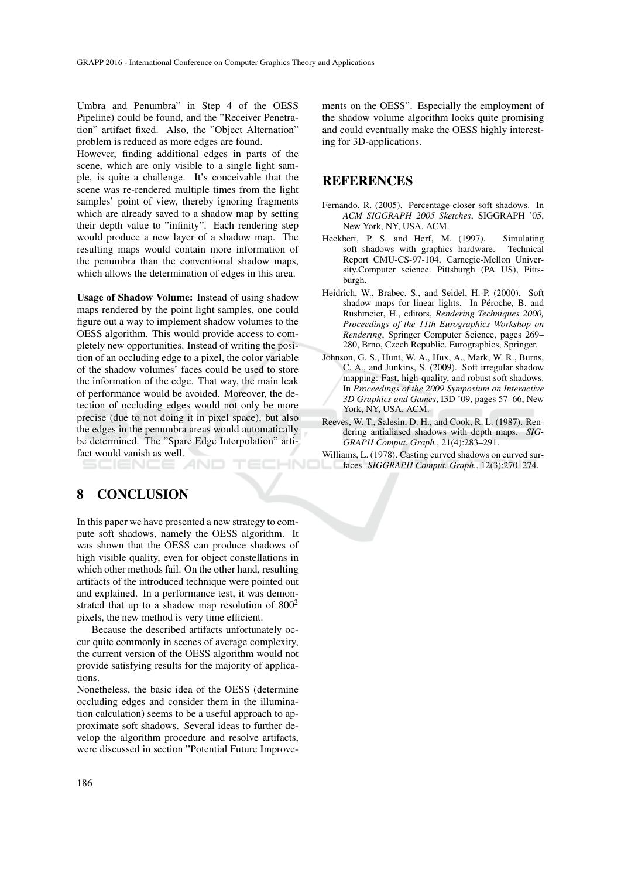Umbra and Penumbra" in Step 4 of the OESS Pipeline) could be found, and the "Receiver Penetration" artifact fixed. Also, the "Object Alternation" problem is reduced as more edges are found.
However, finding additional edges in parts of the scene, which are only visible to a single light sample, is quite a challenge. It's conceivable that the scene was re-rendered multiple times from the light samples' point of view, thereby ignoring fragments which are already saved to a shadow map by setting their depth value to "infinity". Each rendering step would produce a new layer of a shadow map. The resulting maps would contain more information of the penumbra than the conventional shadow maps, which allows the determination of edges in this area.

**Usage of Shadow Volume:** Instead of using shadow maps rendered by the point light samples, one could figure out a way to implement shadow volumes to the OESS algorithm. This would provide access to completely new opportunities. Instead of writing the position of an occluding edge to a pixel, the color variable of the shadow volumes' faces could be used to store the information of the edge. That way, the main leak of performance would be avoided. Moreover, the detection of occluding edges would not only be more precise (due to not doing it in pixel space), but also the edges in the penumbra areas would automatically be determined. The "Spare Edge Interpolation" artifact would vanish as well.

## 8 CONCLUSION

In this paper we have presented a new strategy to compute soft shadows, namely the OESS algorithm. It was shown that the OESS can produce shadows of high visible quality, even for object constellations in which other methods fail. On the other hand, resulting artifacts of the introduced technique were pointed out and explained. In a performance test, it was demonstrated that up to a shadow map resolution of $800^2$ pixels, the new method is very time efficient.

Because the described artifacts unfortunately occur quite commonly in scenes of average complexity, the current version of the OESS algorithm would not provide satisfying results for the majority of applications.
Nonetheless, the basic idea of the OESS (determine occluding edges and consider them in the illumination calculation) seems to be a useful approach to approximate soft shadows. Several ideas to further develop the algorithm procedure and resolve artifacts, were discussed in section "Potential Future Improvements on the OESS". Especially the employment of the shadow volume algorithm looks quite promising and could eventually make the OESS highly interesting for 3D-applications.

## REFERENCES

Fernando, R. (2005). Percentage-closer soft shadows. In *ACM SIGGRAPH 2005 Sketches*, SIGGRAPH '05, New York, NY, USA. ACM.

Heckbert, P. S. and Herf, M. (1997). Simulating soft shadows with graphics hardware. Technical Report CMU-CS-97-104, Carnegie-Mellon University.Computer science. Pittsburgh (PA US), Pittsburgh.

Heidrich, W., Brabec, S., and Seidel, H.-P. (2000). Soft shadow maps for linear lights. In Péroche, B. and Rushmeier, H., editors, *Rendering Techniques 2000, Proceedings of the 11th Eurographics Workshop on Rendering*, Springer Computer Science, pages 269–280, Brno, Czech Republic. Eurographics, Springer.

Johnson, G. S., Hunt, W. A., Hux, A., Mark, W. R., Burns, C. A., and Junkins, S. (2009). Soft irregular shadow mapping: Fast, high-quality, and robust soft shadows. In *Proceedings of the 2009 Symposium on Interactive 3D Graphics and Games*, I3D '09, pages 57–66, New York, NY, USA. ACM.

Reeves, W. T., Salesin, D. H., and Cook, R. L. (1987). Rendering antialiased shadows with depth maps. *SIGGRAPH Comput. Graph.*, 21(4):283–291.

Williams, L. (1978). Casting curved shadows on curved surfaces. *SIGGRAPH Comput. Graph.*, 12(3):270–274.